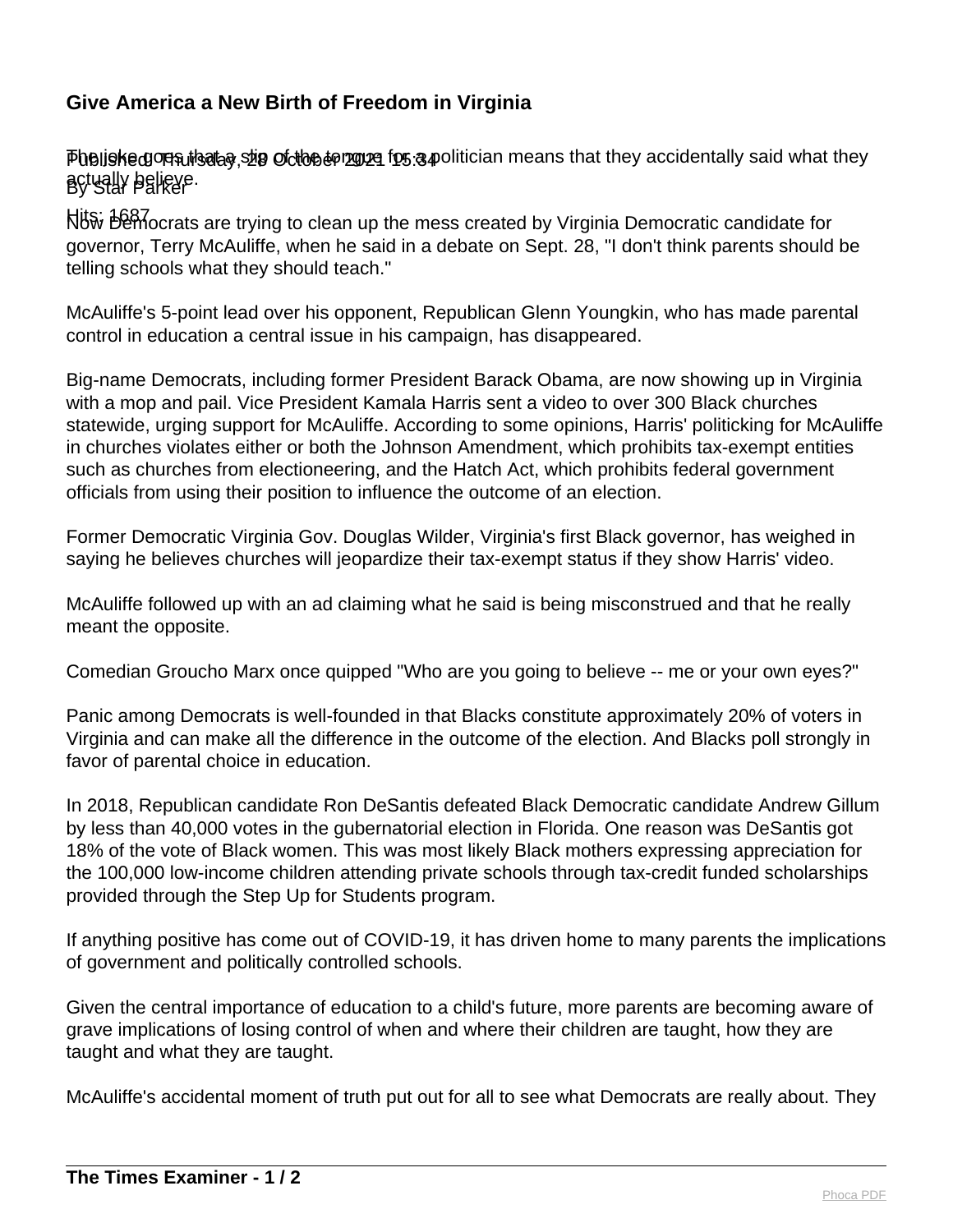# Give America a New Birth of Freedom in Virginia

Published: Thursday, 28 October 2021 15:34
By Star Parker

Hits: 1687

The joke goes that a slip of the tongue for a politician means that they accidentally said what they actually believe.

Now Democrats are trying to clean up the mess created by Virginia Democratic candidate for governor, Terry McAuliffe, when he said in a debate on Sept. 28, "I don't think parents should be telling schools what they should teach."

McAuliffe's 5-point lead over his opponent, Republican Glenn Youngkin, who has made parental control in education a central issue in his campaign, has disappeared.

Big-name Democrats, including former President Barack Obama, are now showing up in Virginia with a mop and pail. Vice President Kamala Harris sent a video to over 300 Black churches statewide, urging support for McAuliffe. According to some opinions, Harris' politicking for McAuliffe in churches violates either or both the Johnson Amendment, which prohibits tax-exempt entities such as churches from electioneering, and the Hatch Act, which prohibits federal government officials from using their position to influence the outcome of an election.

Former Democratic Virginia Gov. Douglas Wilder, Virginia's first Black governor, has weighed in saying he believes churches will jeopardize their tax-exempt status if they show Harris' video.

McAuliffe followed up with an ad claiming what he said is being misconstrued and that he really meant the opposite.

Comedian Groucho Marx once quipped "Who are you going to believe -- me or your own eyes?"

Panic among Democrats is well-founded in that Blacks constitute approximately 20% of voters in Virginia and can make all the difference in the outcome of the election. And Blacks poll strongly in favor of parental choice in education.

In 2018, Republican candidate Ron DeSantis defeated Black Democratic candidate Andrew Gillum by less than 40,000 votes in the gubernatorial election in Florida. One reason was DeSantis got 18% of the vote of Black women. This was most likely Black mothers expressing appreciation for the 100,000 low-income children attending private schools through tax-credit funded scholarships provided through the Step Up for Students program.

If anything positive has come out of COVID-19, it has driven home to many parents the implications of government and politically controlled schools.

Given the central importance of education to a child's future, more parents are becoming aware of grave implications of losing control of when and where their children are taught, how they are taught and what they are taught.

McAuliffe's accidental moment of truth put out for all to see what Democrats are really about. They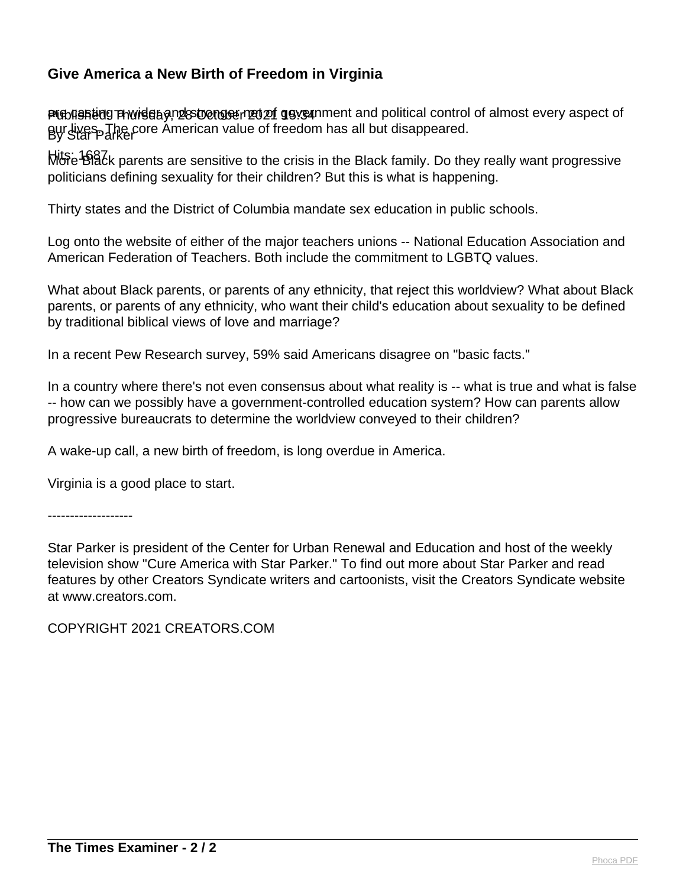are casting a wider and stronger net of government and political control of almost every aspect of our lives. The core American value of freedom has all but disappeared.

More Black parents are sensitive to the crisis in the Black family. Do they really want progressive politicians defining sexuality for their children? But this is what is happening.

Thirty states and the District of Columbia mandate sex education in public schools.

Log onto the website of either of the major teachers unions -- National Education Association and American Federation of Teachers. Both include the commitment to LGBTQ values.

What about Black parents, or parents of any ethnicity, that reject this worldview? What about Black parents, or parents of any ethnicity, who want their child's education about sexuality to be defined by traditional biblical views of love and marriage?

In a recent Pew Research survey, 59% said Americans disagree on "basic facts."

In a country where there's not even consensus about what reality is -- what is true and what is false -- how can we possibly have a government-controlled education system? How can parents allow progressive bureaucrats to determine the worldview conveyed to their children?

A wake-up call, a new birth of freedom, is long overdue in America.

Virginia is a good place to start.

-------------------

Star Parker is president of the Center for Urban Renewal and Education and host of the weekly television show "Cure America with Star Parker." To find out more about Star Parker and read features by other Creators Syndicate writers and cartoonists, visit the Creators Syndicate website at www.creators.com.

COPYRIGHT 2021 CREATORS.COM